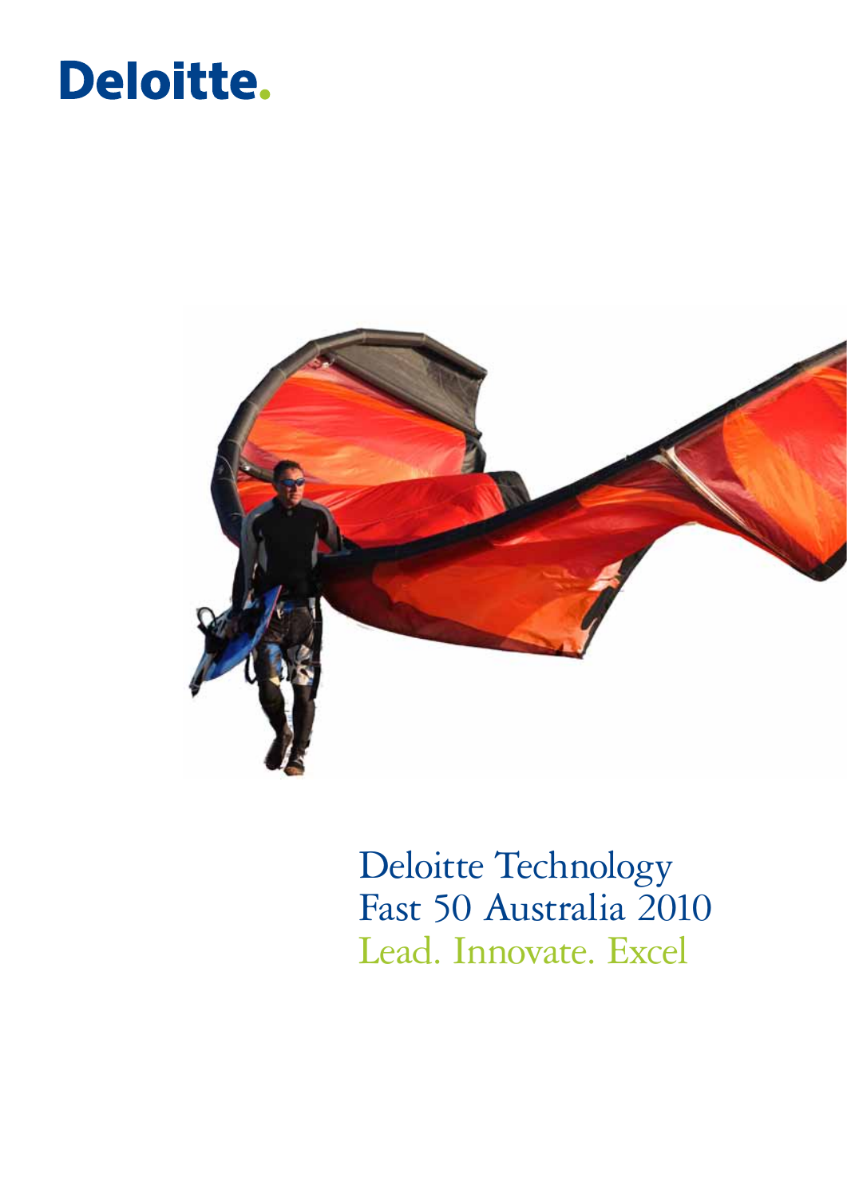Deloitte.

# Deloitte Technology Fast 50 Australia 2010

## Lead. Innovate. Excel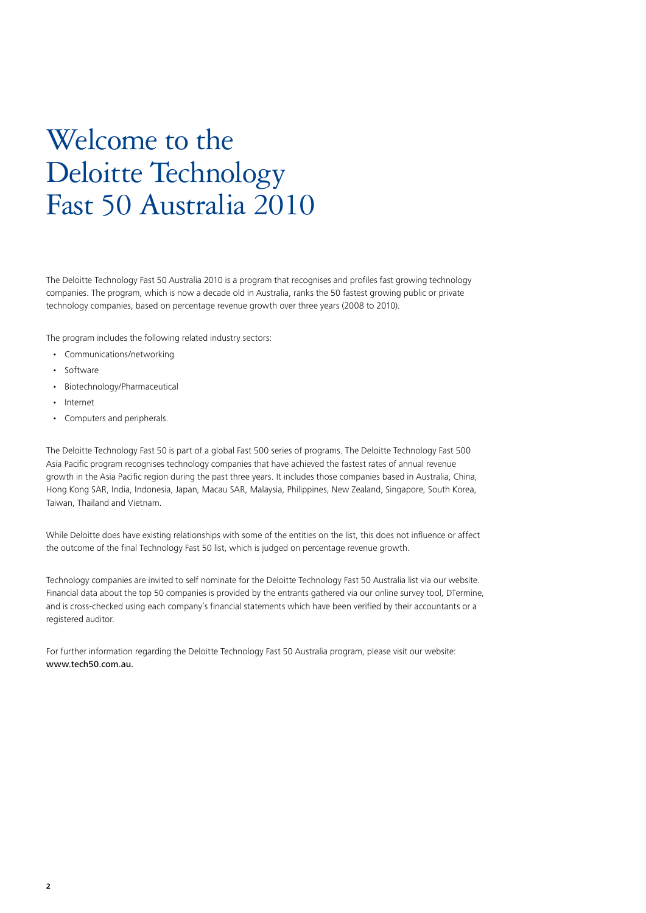# Welcome to the Deloitte Technology Fast 50 Australia 2010

The Deloitte Technology Fast 50 Australia 2010 is a program that recognises and profiles fast growing technology companies. The program, which is now a decade old in Australia, ranks the 50 fastest growing public or private technology companies, based on percentage revenue growth over three years (2008 to 2010).

The program includes the following related industry sectors:

- Communications/networking
- Software
- Biotechnology/Pharmaceutical
- Internet
- Computers and peripherals.

The Deloitte Technology Fast 50 is part of a global Fast 500 series of programs. The Deloitte Technology Fast 500 Asia Pacific program recognises technology companies that have achieved the fastest rates of annual revenue growth in the Asia Pacific region during the past three years. It includes those companies based in Australia, China, Hong Kong SAR, India, Indonesia, Japan, Macau SAR, Malaysia, Philippines, New Zealand, Singapore, South Korea, Taiwan, Thailand and Vietnam.

While Deloitte does have existing relationships with some of the entities on the list, this does not influence or affect the outcome of the final Technology Fast 50 list, which is judged on percentage revenue growth.

Technology companies are invited to self nominate for the Deloitte Technology Fast 50 Australia list via our website. Financial data about the top 50 companies is provided by the entrants gathered via our online survey tool, DTermine, and is cross-checked using each company's financial statements which have been verified by their accountants or a registered auditor.

For further information regarding the Deloitte Technology Fast 50 Australia program, please visit our website: **www.tech50.com.au**.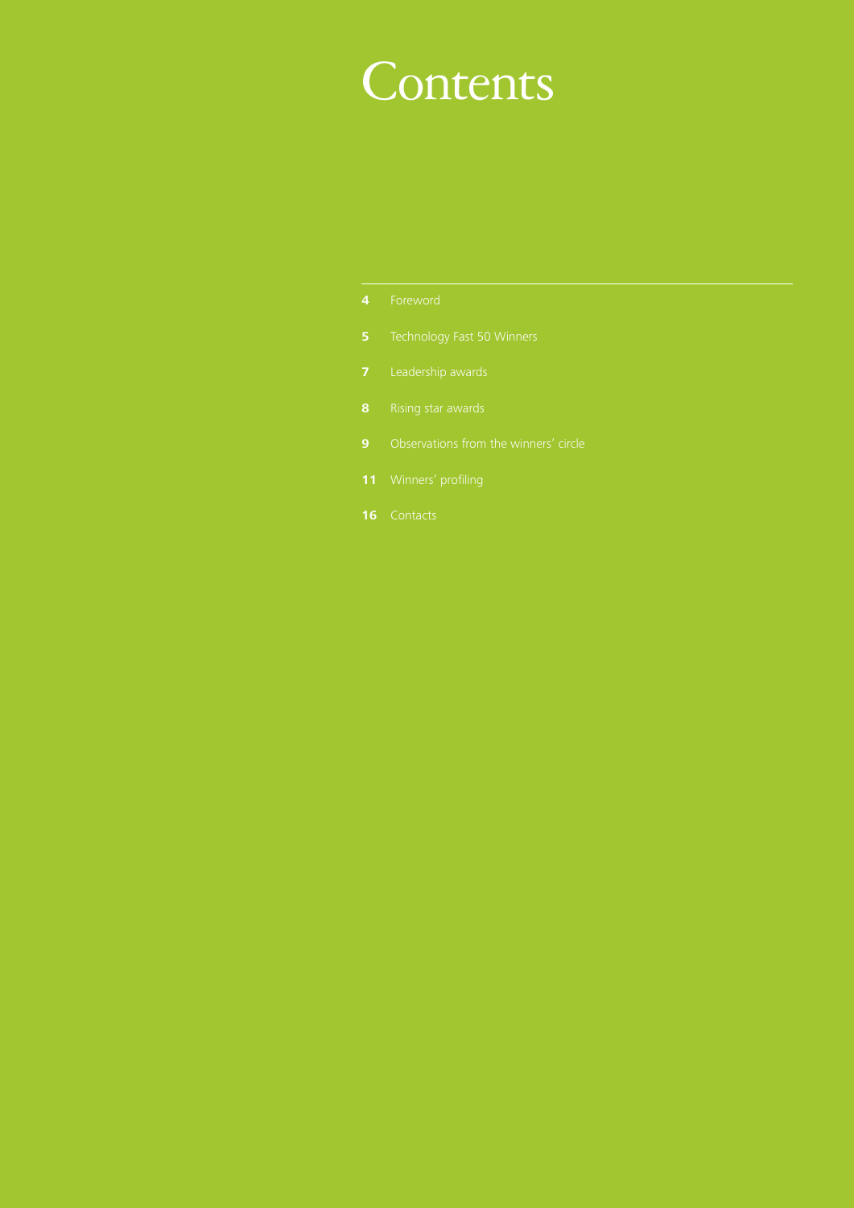# Contents

4 Foreword

5 Technology Fast 50 Winners

7 Leadership awards

8 Rising star awards

9 Observations from the winners' circle

11 Winners' profiling

16 Contacts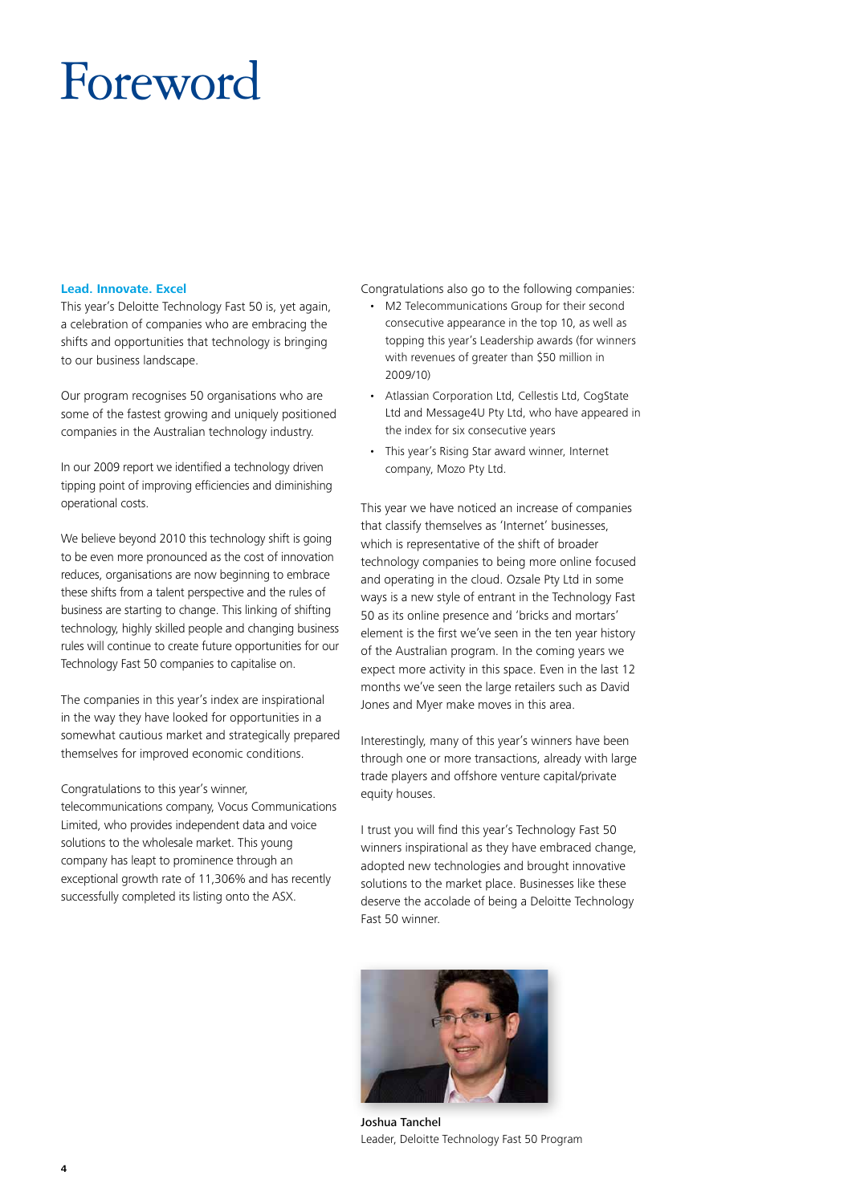# Foreword

**Lead. Innovate. Excel**

This year's Deloitte Technology Fast 50 is, yet again, a celebration of companies who are embracing the shifts and opportunities that technology is bringing to our business landscape.

Our program recognises 50 organisations who are some of the fastest growing and uniquely positioned companies in the Australian technology industry.

In our 2009 report we identified a technology driven tipping point of improving efficiencies and diminishing operational costs.

We believe beyond 2010 this technology shift is going to be even more pronounced as the cost of innovation reduces, organisations are now beginning to embrace these shifts from a talent perspective and the rules of business are starting to change. This linking of shifting technology, highly skilled people and changing business rules will continue to create future opportunities for our Technology Fast 50 companies to capitalise on.

The companies in this year's index are inspirational in the way they have looked for opportunities in a somewhat cautious market and strategically prepared themselves for improved economic conditions.

Congratulations to this year's winner, telecommunications company, Vocus Communications Limited, who provides independent data and voice solutions to the wholesale market. This young company has leapt to prominence through an exceptional growth rate of 11,306% and has recently successfully completed its listing onto the ASX.

Congratulations also go to the following companies:

- M2 Telecommunications Group for their second consecutive appearance in the top 10, as well as topping this year's Leadership awards (for winners with revenues of greater than $50 million in 2009/10)
- Atlassian Corporation Ltd, Cellestis Ltd, CogState Ltd and Message4U Pty Ltd, who have appeared in the index for six consecutive years
- This year's Rising Star award winner, Internet company, Mozo Pty Ltd.

This year we have noticed an increase of companies that classify themselves as 'Internet' businesses, which is representative of the shift of broader technology companies to being more online focused and operating in the cloud. Ozsale Pty Ltd in some ways is a new style of entrant in the Technology Fast 50 as its online presence and 'bricks and mortars' element is the first we've seen in the ten year history of the Australian program. In the coming years we expect more activity in this space. Even in the last 12 months we've seen the large retailers such as David Jones and Myer make moves in this area.

Interestingly, many of this year's winners have been through one or more transactions, already with large trade players and offshore venture capital/private equity houses.

I trust you will find this year's Technology Fast 50 winners inspirational as they have embraced change, adopted new technologies and brought innovative solutions to the market place. Businesses like these deserve the accolade of being a Deloitte Technology Fast 50 winner.

**Joshua Tanchel**
Leader, Deloitte Technology Fast 50 Program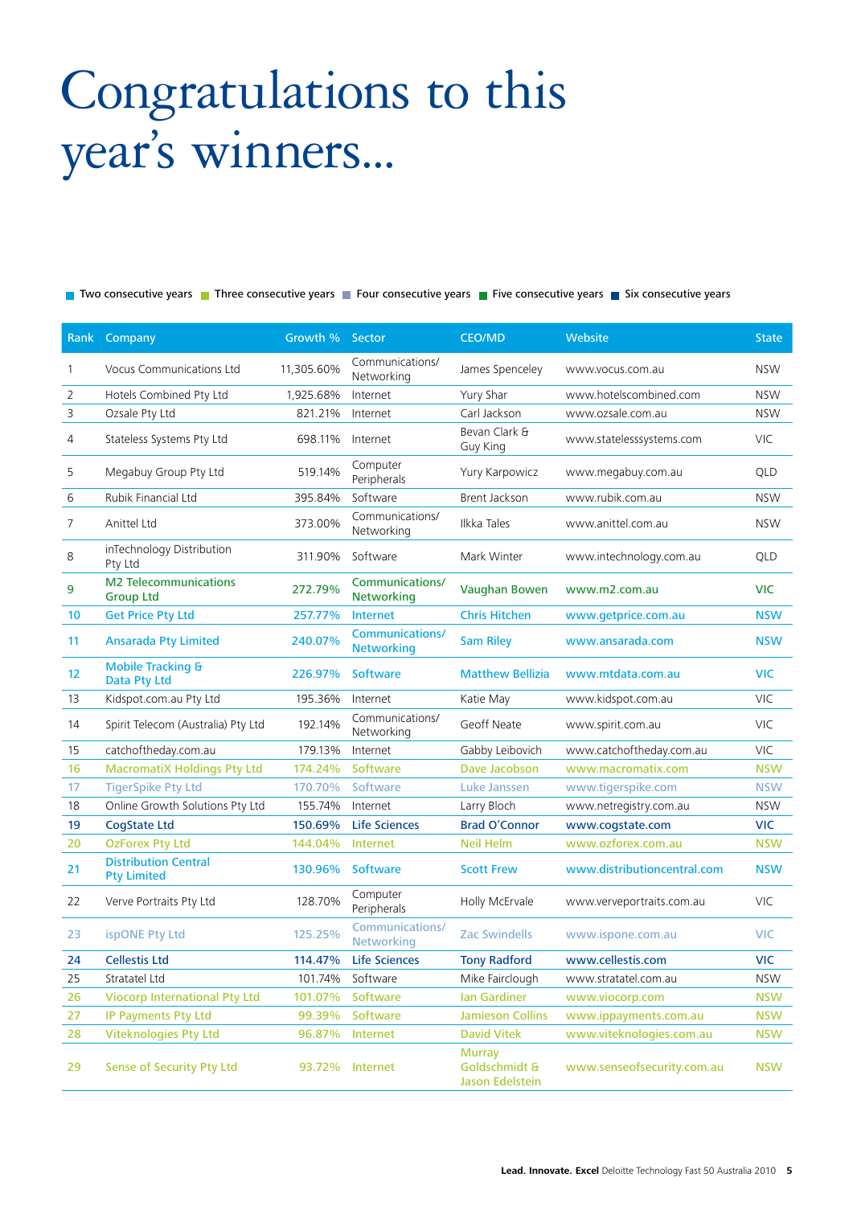# Congratulations to this year's winners...

Two consecutive years | Three consecutive years | Four consecutive years | Five consecutive years | Six consecutive years

| Rank | Company | Growth % | Sector | CEO/MD | Website | State |
|---|---|---|---|---|---|---|
| 1 | Vocus Communications Ltd | 11,305.60% | Communications/ Networking | James Spenceley | www.vocus.com.au | NSW |
| 2 | Hotels Combined Pty Ltd | 1,925.68% | Internet | Yury Shar | www.hotelscombined.com | NSW |
| 3 | Ozsale Pty Ltd | 821.21% | Internet | Carl Jackson | www.ozsale.com.au | NSW |
| 4 | Stateless Systems Pty Ltd | 698.11% | Internet | Bevan Clark & Guy King | www.statelesssystems.com | VIC |
| 5 | Megabuy Group Pty Ltd | 519.14% | Computer Peripherals | Yury Karpowicz | www.megabuy.com.au | QLD |
| 6 | Rubik Financial Ltd | 395.84% | Software | Brent Jackson | www.rubik.com.au | NSW |
| 7 | Anittel Ltd | 373.00% | Communications/ Networking | Ilkka Tales | www.anittel.com.au | NSW |
| 8 | inTechnology Distribution Pty Ltd | 311.90% | Software | Mark Winter | www.intechnology.com.au | QLD |
| 9 | M2 Telecommunications Group Ltd | 272.79% | Communications/ Networking | Vaughan Bowen | www.m2.com.au | VIC |
| 10 | Get Price Pty Ltd | 257.77% | Internet | Chris Hitchen | www.getprice.com.au | NSW |
| 11 | Ansarada Pty Limited | 240.07% | Communications/ Networking | Sam Riley | www.ansarada.com | NSW |
| 12 | Mobile Tracking & Data Pty Ltd | 226.97% | Software | Matthew Bellizia | www.mtdata.com.au | VIC |
| 13 | Kidspot.com.au Pty Ltd | 195.36% | Internet | Katie May | www.kidspot.com.au | VIC |
| 14 | Spirit Telecom (Australia) Pty Ltd | 192.14% | Communications/ Networking | Geoff Neate | www.spirit.com.au | VIC |
| 15 | catchoftheday.com.au | 179.13% | Internet | Gabby Leibovich | www.catchoftheday.com.au | VIC |
| 16 | MacromatiX Holdings Pty Ltd | 174.24% | Software | Dave Jacobson | www.macromatix.com | NSW |
| 17 | TigerSpike Pty Ltd | 170.70% | Software | Luke Janssen | www.tigerspike.com | NSW |
| 18 | Online Growth Solutions Pty Ltd | 155.74% | Internet | Larry Bloch | www.netregistry.com.au | NSW |
| 19 | CogState Ltd | 150.69% | Life Sciences | Brad O'Connor | www.cogstate.com | VIC |
| 20 | OzForex Pty Ltd | 144.04% | Internet | Neil Helm | www.ozforex.com.au | NSW |
| 21 | Distribution Central Pty Limited | 130.96% | Software | Scott Frew | www.distributioncentral.com | NSW |
| 22 | Verve Portraits Pty Ltd | 128.70% | Computer Peripherals | Holly McErvale | www.verveportraits.com.au | VIC |
| 23 | ispONE Pty Ltd | 125.25% | Communications/ Networking | Zac Swindells | www.ispone.com.au | VIC |
| 24 | Cellestis Ltd | 114.47% | Life Sciences | Tony Radford | www.cellestis.com | VIC |
| 25 | Stratatel Ltd | 101.74% | Software | Mike Fairclough | www.stratatel.com.au | NSW |
| 26 | Viocorp International Pty Ltd | 101.07% | Software | Ian Gardiner | www.viocorp.com | NSW |
| 27 | IP Payments Pty Ltd | 99.39% | Software | Jamieson Collins | www.ippayments.com.au | NSW |
| 28 | Viteknologies Pty Ltd | 96.87% | Internet | David Vitek | www.viteknologies.com.au | NSW |
| 29 | Sense of Security Pty Ltd | 93.72% | Internet | Murray Goldschmidt & Jason Edelstein | www.senseofsecurity.com.au | NSW |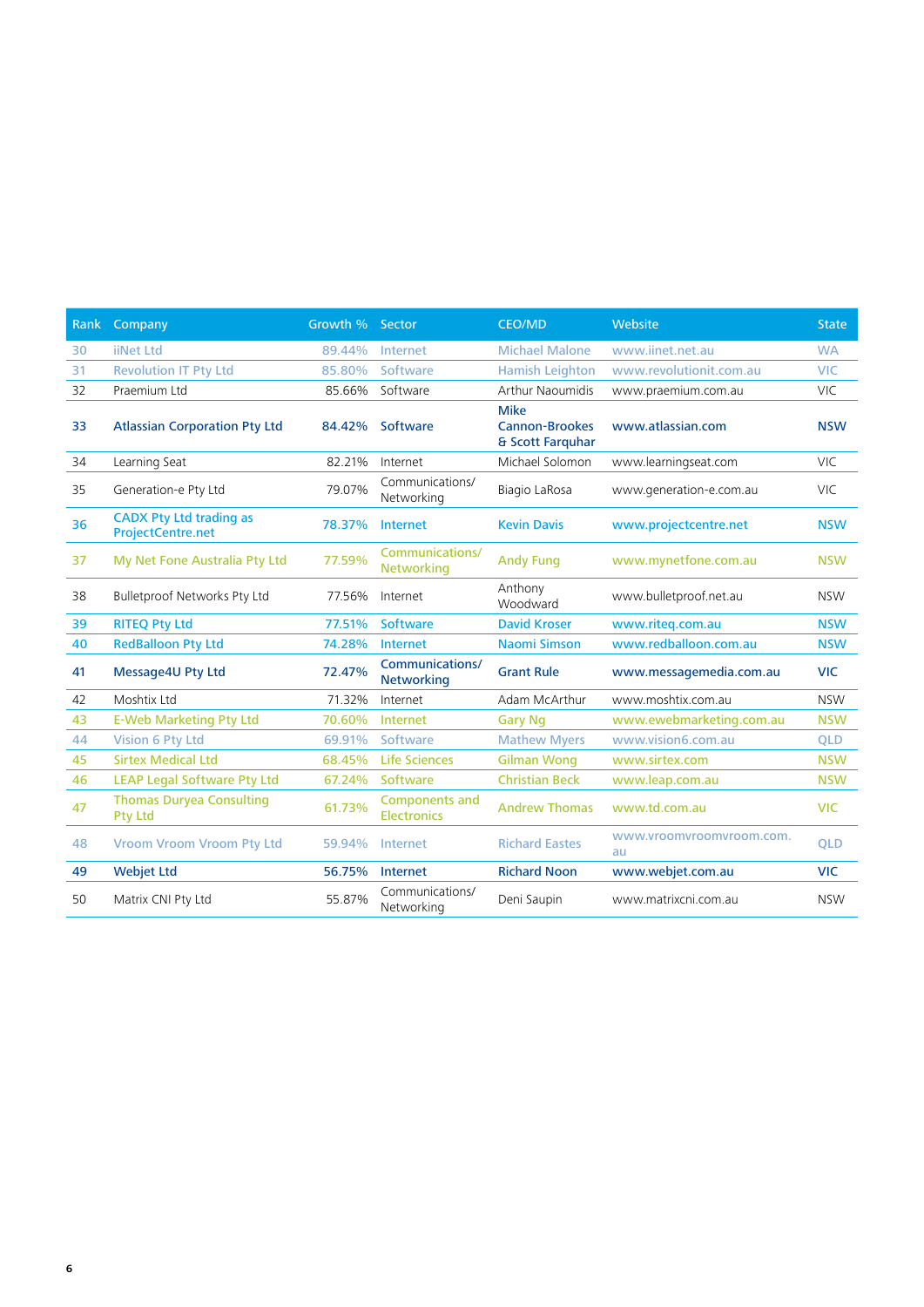| Rank | Company | Growth % | Sector | CEO/MD | Website | State |
|---|---|---|---|---|---|---|
| 30 | iiNet Ltd | 89.44% | Internet | Michael Malone | www.iinet.net.au | WA |
| 31 | Revolution IT Pty Ltd | 85.80% | Software | Hamish Leighton | www.revolutionit.com.au | VIC |
| 32 | Praemium Ltd | 85.66% | Software | Arthur Naoumidis | www.praemium.com.au | VIC |
| 33 | **Atlassian Corporation Pty Ltd** | **84.42%** | **Software** | **Mike Cannon-Brookes & Scott Farquhar** | **www.atlassian.com** | **NSW** |
| 34 | Learning Seat | 82.21% | Internet | Michael Solomon | www.learningseat.com | VIC |
| 35 | Generation-e Pty Ltd | 79.07% | Communications/ Networking | Biagio LaRosa | www.generation-e.com.au | VIC |
| 36 | CADX Pty Ltd trading as ProjectCentre.net | 78.37% | Internet | Kevin Davis | www.projectcentre.net | NSW |
| 37 | My Net Fone Australia Pty Ltd | 77.59% | Communications/ Networking | Andy Fung | www.mynetfone.com.au | NSW |
| 38 | Bulletproof Networks Pty Ltd | 77.56% | Internet | Anthony Woodward | www.bulletproof.net.au | NSW |
| 39 | RITEQ Pty Ltd | 77.51% | Software | David Kroser | www.riteq.com.au | NSW |
| 40 | RedBalloon Pty Ltd | 74.28% | Internet | Naomi Simson | www.redballoon.com.au | NSW |
| 41 | **Message4U Pty Ltd** | **72.47%** | **Communications/ Networking** | **Grant Rule** | **www.messagemedia.com.au** | **VIC** |
| 42 | Moshtix Ltd | 71.32% | Internet | Adam McArthur | www.moshtix.com.au | NSW |
| 43 | E-Web Marketing Pty Ltd | 70.60% | Internet | Gary Ng | www.ewebmarketing.com.au | NSW |
| 44 | Vision 6 Pty Ltd | 69.91% | Software | Mathew Myers | www.vision6.com.au | QLD |
| 45 | Sirtex Medical Ltd | 68.45% | Life Sciences | Gilman Wong | www.sirtex.com | NSW |
| 46 | LEAP Legal Software Pty Ltd | 67.24% | Software | Christian Beck | www.leap.com.au | NSW |
| 47 | Thomas Duryea Consulting Pty Ltd | 61.73% | Components and Electronics | Andrew Thomas | www.td.com.au | VIC |
| 48 | Vroom Vroom Vroom Pty Ltd | 59.94% | Internet | Richard Eastes | www.vroomvroomvroom.com.au | QLD |
| 49 | **Webjet Ltd** | **56.75%** | **Internet** | **Richard Noon** | **www.webjet.com.au** | **VIC** |
| 50 | Matrix CNI Pty Ltd | 55.87% | Communications/ Networking | Deni Saupin | www.matrixcni.com.au | NSW |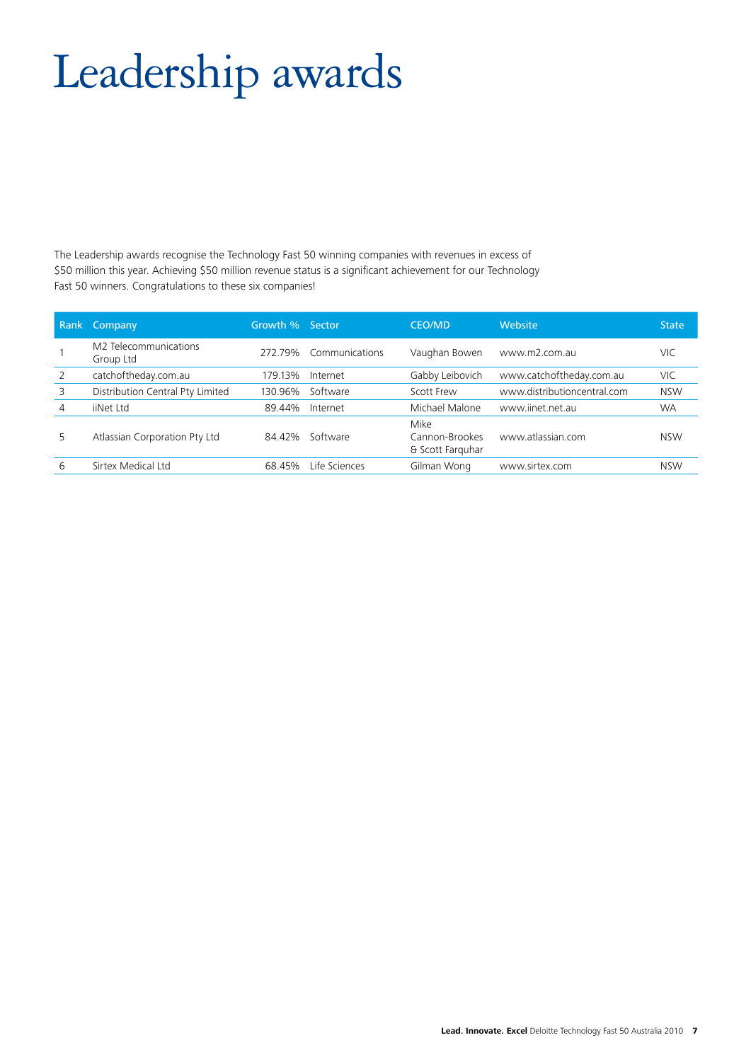# Leadership awards

The Leadership awards recognise the Technology Fast 50 winning companies with revenues in excess of $50 million this year. Achieving $50 million revenue status is a significant achievement for our Technology Fast 50 winners. Congratulations to these six companies!

| Rank | Company | Growth % | Sector | CEO/MD | Website | State |
|---|---|---|---|---|---|---|
| 1 | M2 Telecommunications Group Ltd | 272.79% | Communications | Vaughan Bowen | www.m2.com.au | VIC |
| 2 | catchoftheday.com.au | 179.13% | Internet | Gabby Leibovich | www.catchoftheday.com.au | VIC |
| 3 | Distribution Central Pty Limited | 130.96% | Software | Scott Frew | www.distributioncentral.com | NSW |
| 4 | iiNet Ltd | 89.44% | Internet | Michael Malone | www.iinet.net.au | WA |
| 5 | Atlassian Corporation Pty Ltd | 84.42% | Software | Mike Cannon-Brookes & Scott Farquhar | www.atlassian.com | NSW |
| 6 | Sirtex Medical Ltd | 68.45% | Life Sciences | Gilman Wong | www.sirtex.com | NSW |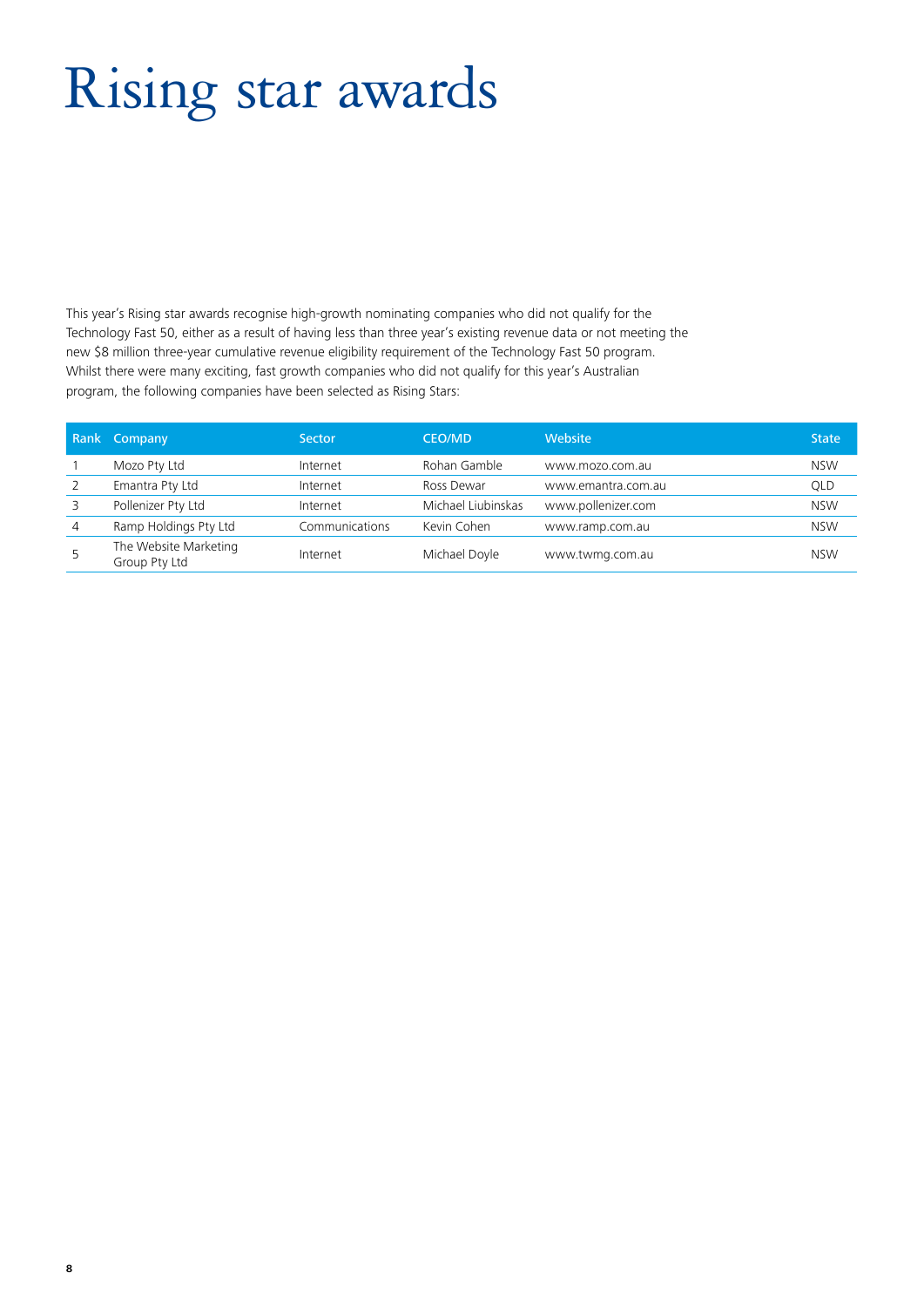# Rising star awards

This year's Rising star awards recognise high-growth nominating companies who did not qualify for the Technology Fast 50, either as a result of having less than three year's existing revenue data or not meeting the new $8 million three-year cumulative revenue eligibility requirement of the Technology Fast 50 program. Whilst there were many exciting, fast growth companies who did not qualify for this year's Australian program, the following companies have been selected as Rising Stars:

| Rank | Company | Sector | CEO/MD | Website | State |
|---|---|---|---|---|---|
| 1 | Mozo Pty Ltd | Internet | Rohan Gamble | www.mozo.com.au | NSW |
| 2 | Emantra Pty Ltd | Internet | Ross Dewar | www.emantra.com.au | QLD |
| 3 | Pollenizer Pty Ltd | Internet | Michael Liubinskas | www.pollenizer.com | NSW |
| 4 | Ramp Holdings Pty Ltd | Communications | Kevin Cohen | www.ramp.com.au | NSW |
| 5 | The Website Marketing Group Pty Ltd | Internet | Michael Doyle | www.twmg.com.au | NSW |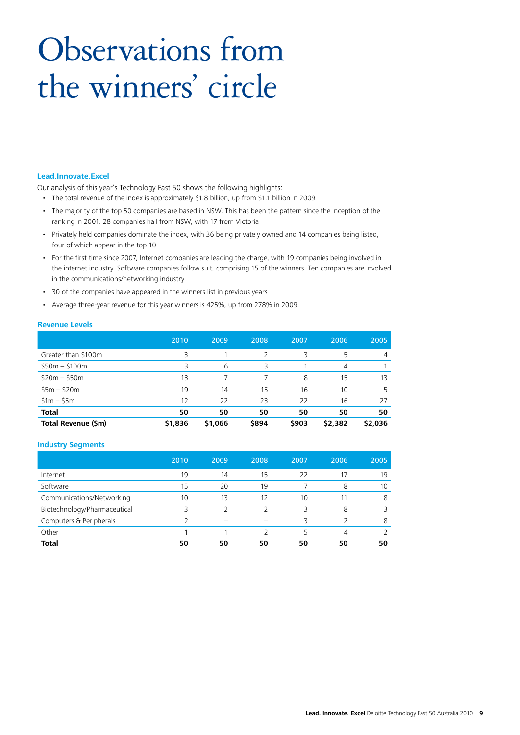# Observations from the winners' circle

### Lead.Innovate.Excel

Our analysis of this year's Technology Fast 50 shows the following highlights:

- The total revenue of the index is approximately $1.8 billion, up from $1.1 billion in 2009
- The majority of the top 50 companies are based in NSW. This has been the pattern since the inception of the ranking in 2001. 28 companies hail from NSW, with 17 from Victoria
- Privately held companies dominate the index, with 36 being privately owned and 14 companies being listed, four of which appear in the top 10
- For the first time since 2007, Internet companies are leading the charge, with 19 companies being involved in the internet industry. Software companies follow suit, comprising 15 of the winners. Ten companies are involved in the communications/networking industry
- 30 of the companies have appeared in the winners list in previous years
- Average three-year revenue for this year winners is 425%, up from 278% in 2009.

### Revenue Levels

| | 2010 | 2009 | 2008 | 2007 | 2006 | 2005 |
|---|---|---|---|---|---|---|
| Greater than $100m | 3 | 1 | 2 | 3 | 5 | 4 |
| $50m – $100m | 3 | 6 | 3 | 1 | 4 | 1 |
| $20m – $50m | 13 | 7 | 7 | 8 | 15 | 13 |
| $5m – $20m | 19 | 14 | 15 | 16 | 10 | 5 |
| $1m – $5m | 12 | 22 | 23 | 22 | 16 | 27 |
| **Total** | **50** | **50** | **50** | **50** | **50** | **50** |
| **Total Revenue ($m)** | **$1,836** | **$1,066** | **$894** | **$903** | **$2,382** | **$2,036** |

### Industry Segments

| | 2010 | 2009 | 2008 | 2007 | 2006 | 2005 |
|---|---|---|---|---|---|---|
| Internet | 19 | 14 | 15 | 22 | 17 | 19 |
| Software | 15 | 20 | 19 | 7 | 8 | 10 |
| Communications/Networking | 10 | 13 | 12 | 10 | 11 | 8 |
| Biotechnology/Pharmaceutical | 3 | 2 | 2 | 3 | 8 | 3 |
| Computers & Peripherals | 2 | – | – | 3 | 2 | 8 |
| Other | 1 | 1 | 2 | 5 | 4 | 2 |
| **Total** | **50** | **50** | **50** | **50** | **50** | **50** |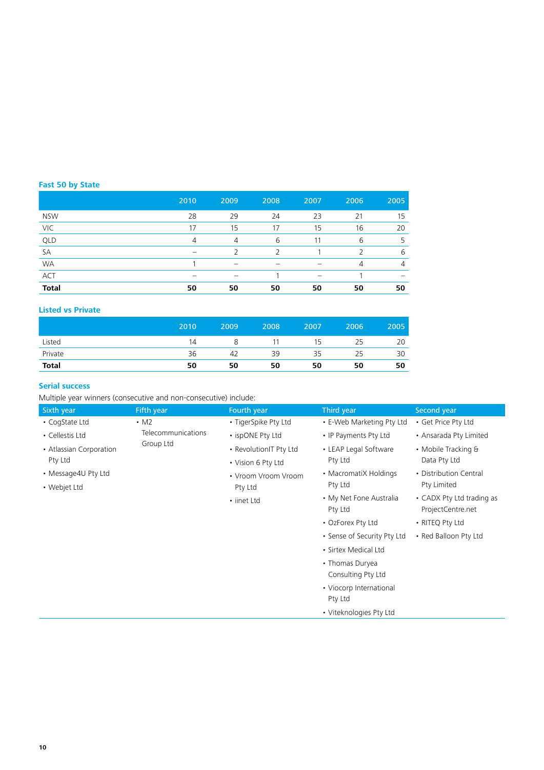## Fast 50 by State

| | 2010 | 2009 | 2008 | 2007 | 2006 | 2005 |
|---|---|---|---|---|---|---|
| NSW | 28 | 29 | 24 | 23 | 21 | 15 |
| VIC | 17 | 15 | 17 | 15 | 16 | 20 |
| QLD | 4 | 4 | 6 | 11 | 6 | 5 |
| SA | – | 2 | 2 | 1 | 2 | 6 |
| WA | 1 | – | – | – | 4 | 4 |
| ACT | – | – | 1 | – | 1 | – |
| **Total** | **50** | **50** | **50** | **50** | **50** | **50** |

## Listed vs Private

| | 2010 | 2009 | 2008 | 2007 | 2006 | 2005 |
|---|---|---|---|---|---|---|
| Listed | 14 | 8 | 11 | 15 | 25 | 20 |
| Private | 36 | 42 | 39 | 35 | 25 | 30 |
| **Total** | **50** | **50** | **50** | **50** | **50** | **50** |

## Serial success

Multiple year winners (consecutive and non-consecutive) include:

**Sixth year**
- CogState Ltd
- Cellestis Ltd
- Atlassian Corporation Pty Ltd
- Message4U Pty Ltd
- Webjet Ltd

**Fifth year**
- M2 Telecommunications Group Ltd

**Fourth year**
- TigerSpike Pty Ltd
- ispONE Pty Ltd
- RevolutionIT Pty Ltd
- Vision 6 Pty Ltd
- Vroom Vroom Vroom Pty Ltd
- iinet Ltd

**Third year**
- E-Web Marketing Pty Ltd
- IP Payments Pty Ltd
- LEAP Legal Software Pty Ltd
- MacromatiX Holdings Pty Ltd
- My Net Fone Australia Pty Ltd
- OzForex Pty Ltd
- Sense of Security Pty Ltd
- Sirtex Medical Ltd
- Thomas Duryea Consulting Pty Ltd
- Viocorp International Pty Ltd
- Viteknologies Pty Ltd

**Second year**
- Get Price Pty Ltd
- Ansarada Pty Limited
- Mobile Tracking & Data Pty Ltd
- Distribution Central Pty Limited
- CADX Pty Ltd trading as ProjectCentre.net
- RITEQ Pty Ltd
- Red Balloon Pty Ltd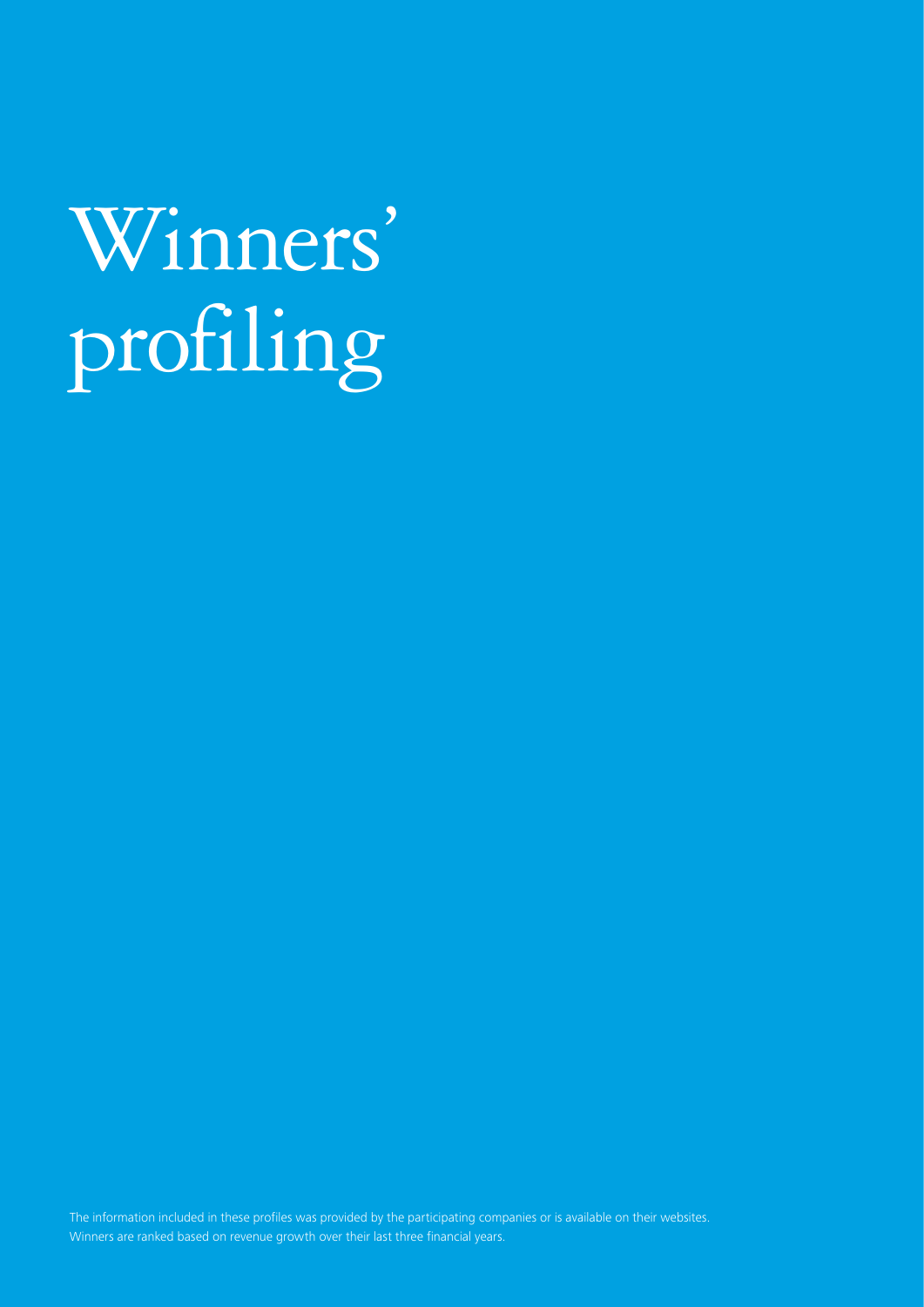# Winners' profiling

The information included in these profiles was provided by the participating companies or is available on their websites.
Winners are ranked based on revenue growth over their last three financial years.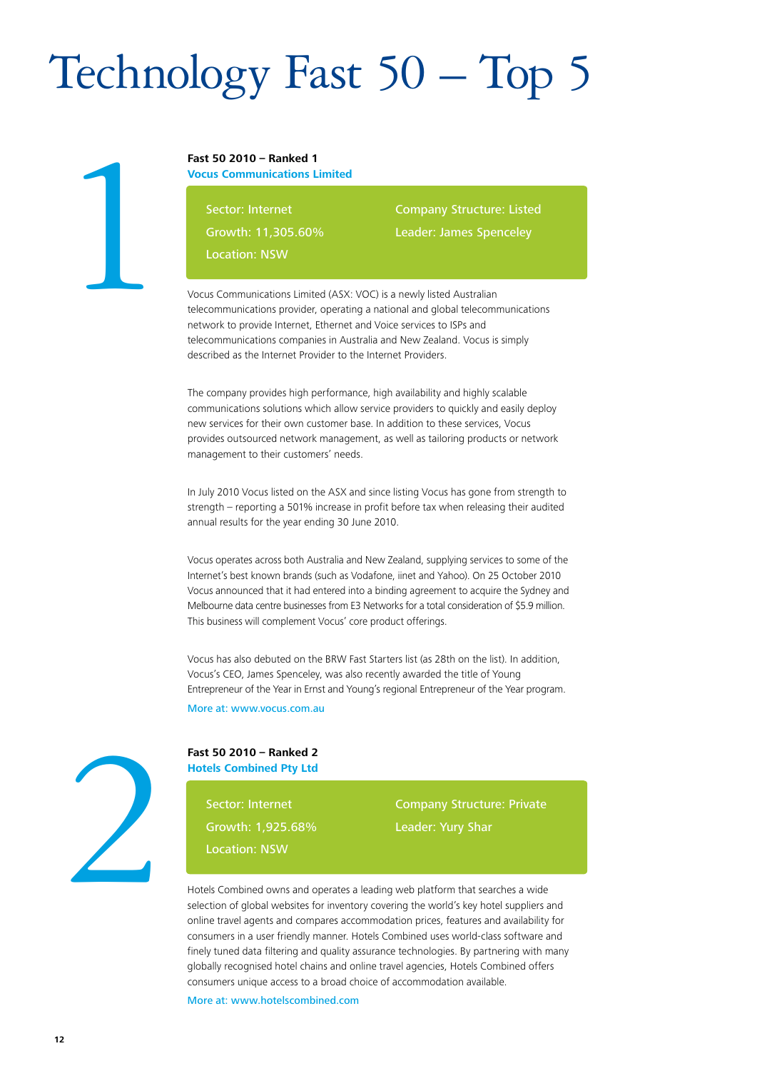# Technology Fast 50 – Top 5

1

**Fast 50 2010 – Ranked 1**
**Vocus Communications Limited**

Sector: Internet
Growth: 11,305.60%
Location: NSW
Company Structure: Listed
Leader: James Spenceley

Vocus Communications Limited (ASX: VOC) is a newly listed Australian telecommunications provider, operating a national and global telecommunications network to provide Internet, Ethernet and Voice services to ISPs and telecommunications companies in Australia and New Zealand. Vocus is simply described as the Internet Provider to the Internet Providers.

The company provides high performance, high availability and highly scalable communications solutions which allow service providers to quickly and easily deploy new services for their own customer base. In addition to these services, Vocus provides outsourced network management, as well as tailoring products or network management to their customers' needs.

In July 2010 Vocus listed on the ASX and since listing Vocus has gone from strength to strength – reporting a 501% increase in profit before tax when releasing their audited annual results for the year ending 30 June 2010.

Vocus operates across both Australia and New Zealand, supplying services to some of the Internet's best known brands (such as Vodafone, iinet and Yahoo). On 25 October 2010 Vocus announced that it had entered into a binding agreement to acquire the Sydney and Melbourne data centre businesses from E3 Networks for a total consideration of $5.9 million. This business will complement Vocus' core product offerings.

Vocus has also debuted on the BRW Fast Starters list (as 28th on the list). In addition, Vocus's CEO, James Spenceley, was also recently awarded the title of Young Entrepreneur of the Year in Ernst and Young's regional Entrepreneur of the Year program.

More at: www.vocus.com.au

2

**Fast 50 2010 – Ranked 2**
**Hotels Combined Pty Ltd**

Sector: Internet
Growth: 1,925.68%
Location: NSW
Company Structure: Private
Leader: Yury Shar

Hotels Combined owns and operates a leading web platform that searches a wide selection of global websites for inventory covering the world's key hotel suppliers and online travel agents and compares accommodation prices, features and availability for consumers in a user friendly manner. Hotels Combined uses world-class software and finely tuned data filtering and quality assurance technologies. By partnering with many globally recognised hotel chains and online travel agencies, Hotels Combined offers consumers unique access to a broad choice of accommodation available.

More at: www.hotelscombined.com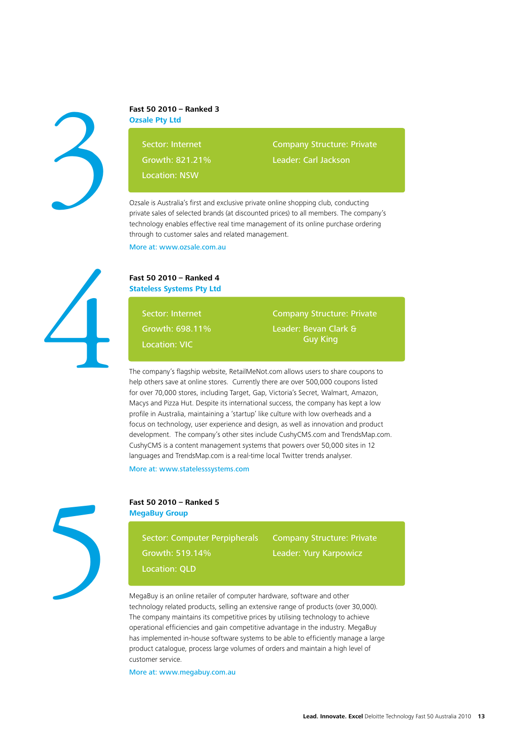3

**Fast 50 2010 – Ranked 3**

**Ozsale Pty Ltd**

Sector: Internet

Growth: 821.21%

Location: NSW

Company Structure: Private

Leader: Carl Jackson

Ozsale is Australia's first and exclusive private online shopping club, conducting private sales of selected brands (at discounted prices) to all members. The company's technology enables effective real time management of its online purchase ordering through to customer sales and related management.

More at: www.ozsale.com.au

4

**Fast 50 2010 – Ranked 4**

**Stateless Systems Pty Ltd**

Sector: Internet

Growth: 698.11%

Location: VIC

Company Structure: Private

Leader: Bevan Clark & Guy King

The company's flagship website, RetailMeNot.com allows users to share coupons to help others save at online stores. Currently there are over 500,000 coupons listed for over 70,000 stores, including Target, Gap, Victoria's Secret, Walmart, Amazon, Macys and Pizza Hut. Despite its international success, the company has kept a low profile in Australia, maintaining a 'startup' like culture with low overheads and a focus on technology, user experience and design, as well as innovation and product development. The company's other sites include CushyCMS.com and TrendsMap.com. CushyCMS is a content management systems that powers over 50,000 sites in 12 languages and TrendsMap.com is a real-time local Twitter trends analyser.

More at: www.statelesssystems.com

5

**Fast 50 2010 – Ranked 5**

**MegaBuy Group**

Sector: Computer Perpipherals

Growth: 519.14%

Location: QLD

Company Structure: Private

Leader: Yury Karpowicz

MegaBuy is an online retailer of computer hardware, software and other technology related products, selling an extensive range of products (over 30,000). The company maintains its competitive prices by utilising technology to achieve operational efficiencies and gain competitive advantage in the industry. MegaBuy has implemented in-house software systems to be able to efficiently manage a large product catalogue, process large volumes of orders and maintain a high level of customer service.

More at: www.megabuy.com.au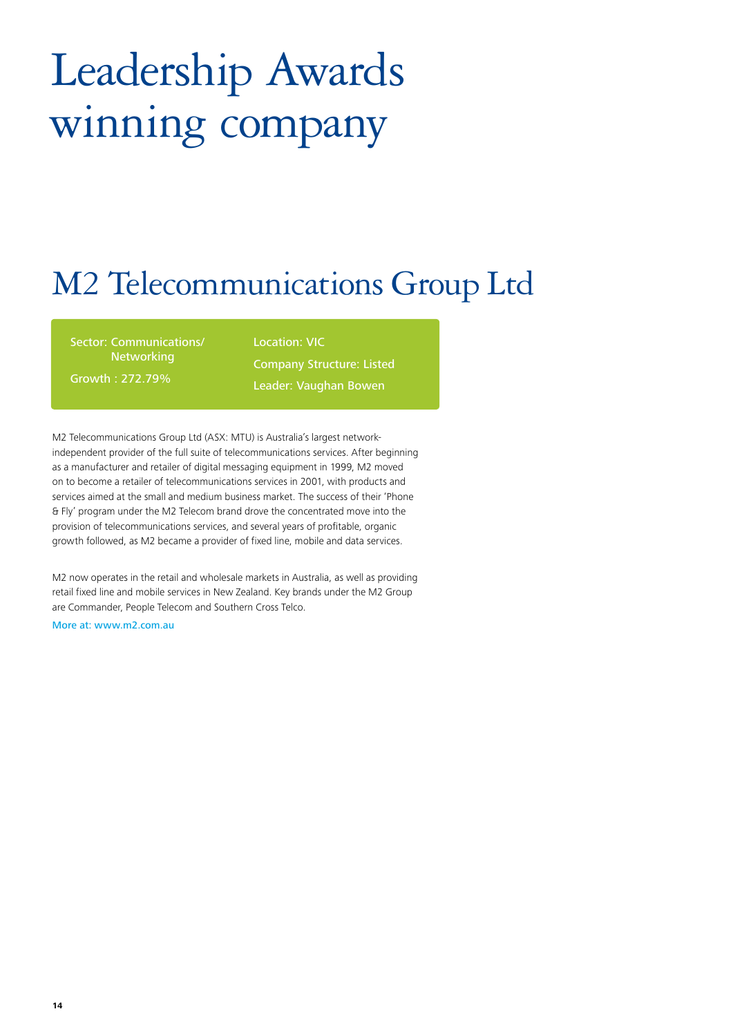# Leadership Awards winning company

## M2 Telecommunications Group Ltd

Sector: Communications/ Networking
Growth : 272.79%

Location: VIC
Company Structure: Listed
Leader: Vaughan Bowen

M2 Telecommunications Group Ltd (ASX: MTU) is Australia's largest network-independent provider of the full suite of telecommunications services. After beginning as a manufacturer and retailer of digital messaging equipment in 1999, M2 moved on to become a retailer of telecommunications services in 2001, with products and services aimed at the small and medium business market. The success of their 'Phone & Fly' program under the M2 Telecom brand drove the concentrated move into the provision of telecommunications services, and several years of profitable, organic growth followed, as M2 became a provider of fixed line, mobile and data services.

M2 now operates in the retail and wholesale markets in Australia, as well as providing retail fixed line and mobile services in New Zealand. Key brands under the M2 Group are Commander, People Telecom and Southern Cross Telco.

More at: www.m2.com.au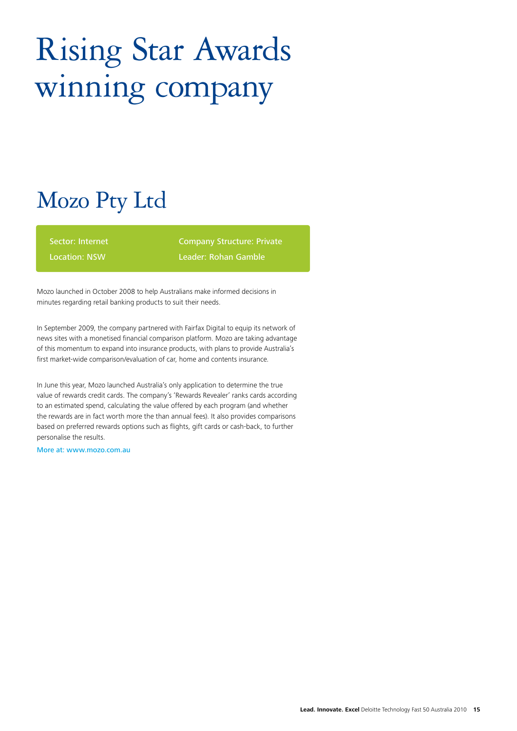# Rising Star Awards winning company

## Mozo Pty Ltd

Sector: Internet

Location: NSW

Company Structure: Private

Leader: Rohan Gamble

Mozo launched in October 2008 to help Australians make informed decisions in minutes regarding retail banking products to suit their needs.

In September 2009, the company partnered with Fairfax Digital to equip its network of news sites with a monetised financial comparison platform. Mozo are taking advantage of this momentum to expand into insurance products, with plans to provide Australia's first market-wide comparison/evaluation of car, home and contents insurance.

In June this year, Mozo launched Australia's only application to determine the true value of rewards credit cards. The company's 'Rewards Revealer' ranks cards according to an estimated spend, calculating the value offered by each program (and whether the rewards are in fact worth more the than annual fees). It also provides comparisons based on preferred rewards options such as flights, gift cards or cash-back, to further personalise the results.

More at: www.mozo.com.au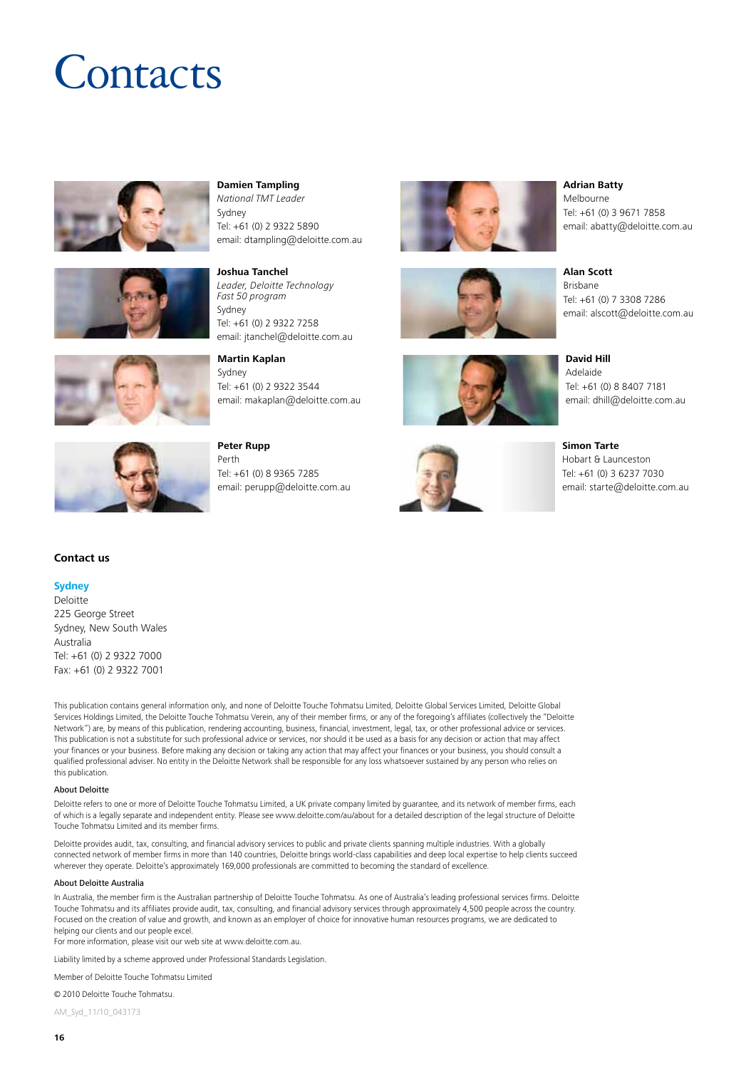# Contacts

**Damien Tampling**
*National TMT Leader*
Sydney
Tel: +61 (0) 2 9322 5890
email: dtampling@deloitte.com.au

**Joshua Tanchel**
*Leader, Deloitte Technology Fast 50 program*
Sydney
Tel: +61 (0) 2 9322 7258
email: jtanchel@deloitte.com.au

**Martin Kaplan**
Sydney
Tel: +61 (0) 2 9322 3544
email: makaplan@deloitte.com.au

**Peter Rupp**
Perth
Tel: +61 (0) 8 9365 7285
email: perupp@deloitte.com.au

**Adrian Batty**
Melbourne
Tel: +61 (0) 3 9671 7858
email: abatty@deloitte.com.au

**Alan Scott**
Brisbane
Tel: +61 (0) 7 3308 7286
email: alscott@deloitte.com.au

**David Hill**
Adelaide
Tel: +61 (0) 8 8407 7181
email: dhill@deloitte.com.au

**Simon Tarte**
Hobart & Launceston
Tel: +61 (0) 3 6237 7030
email: starte@deloitte.com.au

### Contact us

**Sydney**
Deloitte
225 George Street
Sydney, New South Wales
Australia
Tel: +61 (0) 2 9322 7000
Fax: +61 (0) 2 9322 7001

This publication contains general information only, and none of Deloitte Touche Tohmatsu Limited, Deloitte Global Services Limited, Deloitte Global Services Holdings Limited, the Deloitte Touche Tohmatsu Verein, any of their member firms, or any of the foregoing's affiliates (collectively the "Deloitte Network") are, by means of this publication, rendering accounting, business, financial, investment, legal, tax, or other professional advice or services. This publication is not a substitute for such professional advice or services, nor should it be used as a basis for any decision or action that may affect your finances or your business. Before making any decision or taking any action that may affect your finances or your business, you should consult a qualified professional adviser. No entity in the Deloitte Network shall be responsible for any loss whatsoever sustained by any person who relies on this publication.

**About Deloitte**

Deloitte refers to one or more of Deloitte Touche Tohmatsu Limited, a UK private company limited by guarantee, and its network of member firms, each of which is a legally separate and independent entity. Please see www.deloitte.com/au/about for a detailed description of the legal structure of Deloitte Touche Tohmatsu Limited and its member firms.

Deloitte provides audit, tax, consulting, and financial advisory services to public and private clients spanning multiple industries. With a globally connected network of member firms in more than 140 countries, Deloitte brings world-class capabilities and deep local expertise to help clients succeed wherever they operate. Deloitte's approximately 169,000 professionals are committed to becoming the standard of excellence.

**About Deloitte Australia**

In Australia, the member firm is the Australian partnership of Deloitte Touche Tohmatsu. As one of Australia's leading professional services firms. Deloitte Touche Tohmatsu and its affiliates provide audit, tax, consulting, and financial advisory services through approximately 4,500 people across the country. Focused on the creation of value and growth, and known as an employer of choice for innovative human resources programs, we are dedicated to helping our clients and our people excel.
For more information, please visit our web site at www.deloitte.com.au.

Liability limited by a scheme approved under Professional Standards Legislation.

Member of Deloitte Touche Tohmatsu Limited

© 2010 Deloitte Touche Tohmatsu.

AM_Syd_11/10_043173